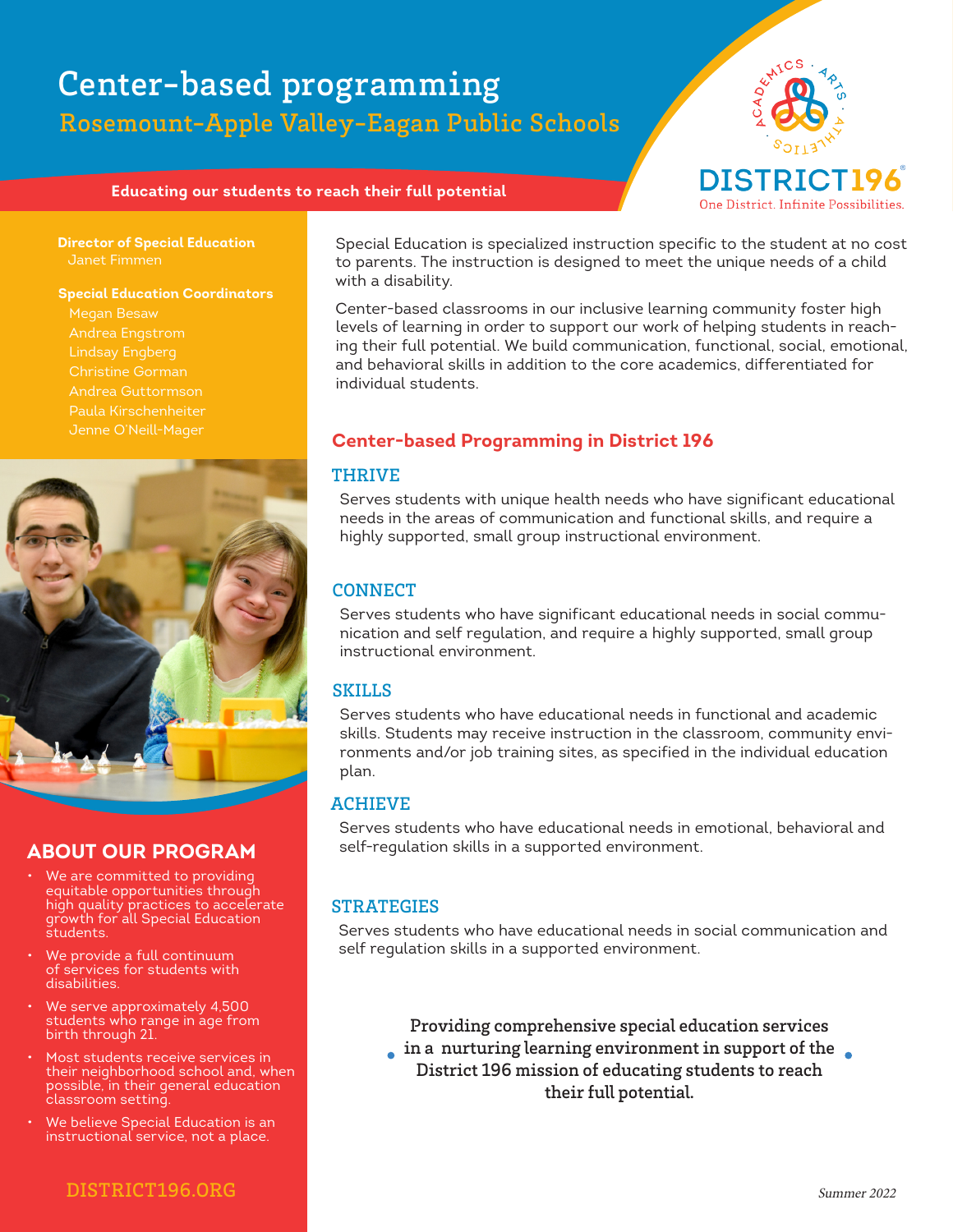# Center-based programming

## Rosemount-Apple Valley-Eagan Public Schools

**Educating our students to reach their full potential**

DISTRICT196

One District. Infinite Possibilities.

**Director of Special Education**
Janet Fimmen

**Special Education Coordinators**
Megan Besaw
Andrea Engstrom
Lindsay Engberg
Christine Gorman
Andrea Guttormson
Paula Kirschenheiter
Jenne O'Neill-Mager

Special Education is specialized instruction specific to the student at no cost to parents. The instruction is designed to meet the unique needs of a child with a disability.

Center-based classrooms in our inclusive learning community foster high levels of learning in order to support our work of helping students in reaching their full potential. We build communication, functional, social, emotional, and behavioral skills in addition to the core academics, differentiated for individual students.

## Center-based Programming in District 196

### THRIVE

Serves students with unique health needs who have significant educational needs in the areas of communication and functional skills, and require a highly supported, small group instructional environment.

### CONNECT

Serves students who have significant educational needs in social communication and self regulation, and require a highly supported, small group instructional environment.

### SKILLS

Serves students who have educational needs in functional and academic skills. Students may receive instruction in the classroom, community environments and/or job training sites, as specified in the individual education plan.

### ACHIEVE

Serves students who have educational needs in emotional, behavioral and self-regulation skills in a supported environment.

### STRATEGIES

Serves students who have educational needs in social communication and self regulation skills in a supported environment.

**Providing comprehensive special education services in a nurturing learning environment in support of the District 196 mission of educating students to reach their full potential.**

## ABOUT OUR PROGRAM

- We are committed to providing equitable opportunities through high quality practices to accelerate growth for all Special Education students.
- We provide a full continuum of services for students with disabilities.
- We serve approximately 4,500 students who range in age from birth through 21.
- Most students receive services in their neighborhood school and, when possible, in their general education classroom setting.
- We believe Special Education is an instructional service, not a place.

DISTRICT196.ORG

*Summer 2022*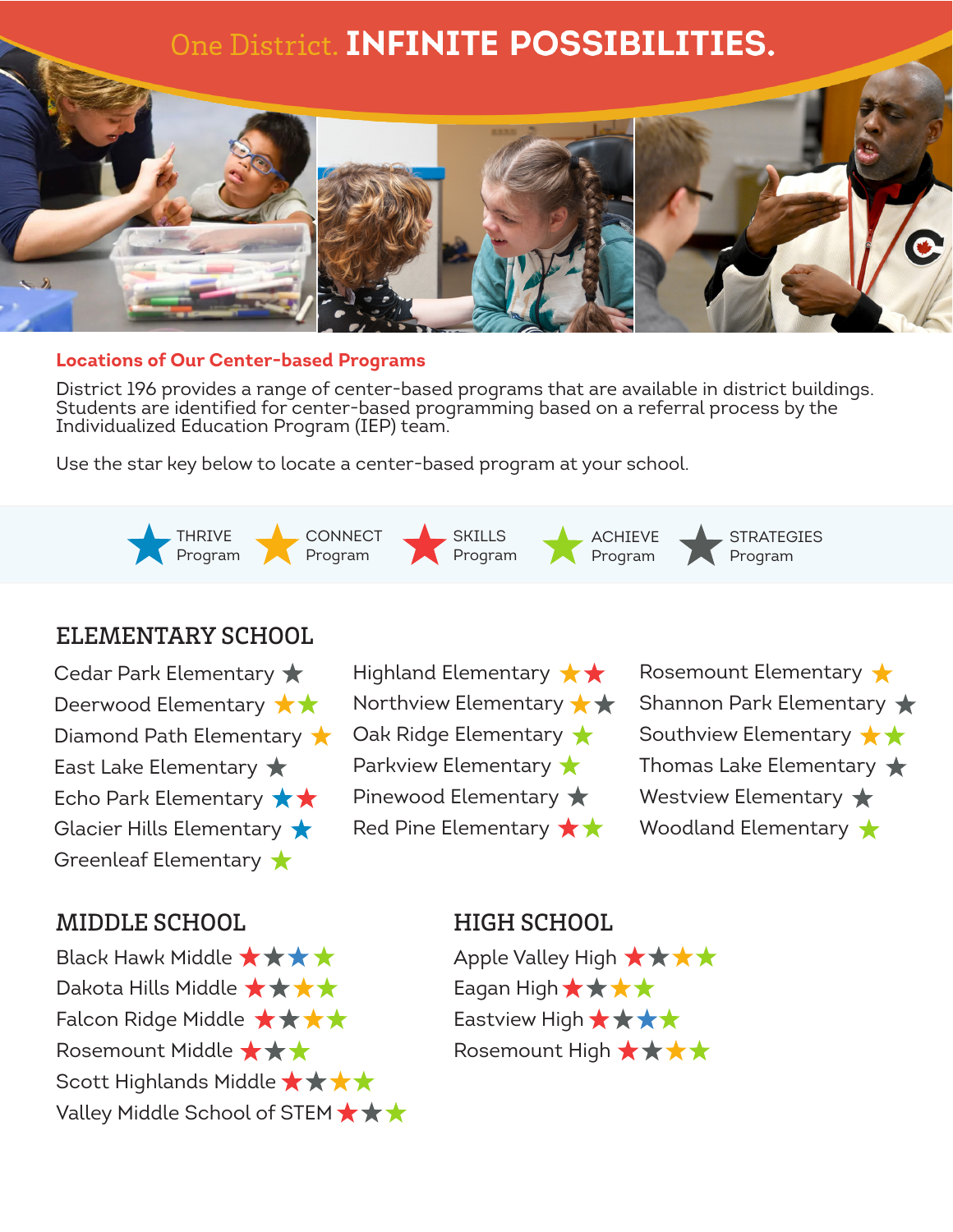# One District. INFINITE POSSIBILITIES.

**Locations of Our Center-based Programs**

District 196 provides a range of center-based programs that are available in district buildings. Students are identified for center-based programming based on a referral process by the Individualized Education Program (IEP) team.

Use the star key below to locate a center-based program at your school.

★ (blue) THRIVE Program ★ (orange) CONNECT Program ★ (red) SKILLS Program ★ (green) ACHIEVE Program ★ (gray) STRATEGIES Program

## ELEMENTARY SCHOOL

- Cedar Park Elementary ★ (Strategies)
- Deerwood Elementary ★★ (Connect, Achieve)
- Diamond Path Elementary ★ (Connect)
- East Lake Elementary ★ (Strategies)
- Echo Park Elementary ★★ (Thrive, Skills)
- Glacier Hills Elementary ★ (Thrive)
- Greenleaf Elementary ★ (Achieve)
- Highland Elementary ★★ (Connect, Skills)
- Northview Elementary ★★ (Connect, Strategies)
- Oak Ridge Elementary ★ (Achieve)
- Parkview Elementary ★ (Achieve)
- Pinewood Elementary ★ (Strategies)
- Red Pine Elementary ★★ (Skills, Achieve)
- Rosemount Elementary ★ (Connect)
- Shannon Park Elementary ★ (Strategies)
- Southview Elementary ★★ (Connect, Achieve)
- Thomas Lake Elementary ★ (Strategies)
- Westview Elementary ★ (Strategies)
- Woodland Elementary ★ (Achieve)

## MIDDLE SCHOOL

- Black Hawk Middle ★★★★ (Skills, Strategies, Thrive, Achieve)
- Dakota Hills Middle ★★★★ (Skills, Strategies, Connect, Achieve)
- Falcon Ridge Middle ★★★★ (Skills, Strategies, Connect, Achieve)
- Rosemount Middle ★★★ (Skills, Strategies, Achieve)
- Scott Highlands Middle ★★★★ (Skills, Strategies, Connect, Achieve)
- Valley Middle School of STEM ★★★ (Skills, Strategies, Achieve)

## HIGH SCHOOL

- Apple Valley High ★★★★ (Skills, Strategies, Connect, Achieve)
- Eagan High ★★★★ (Skills, Strategies, Connect, Achieve)
- Eastview High ★★★★ (Skills, Strategies, Thrive, Achieve)
- Rosemount High ★★★★ (Skills, Strategies, Connect, Achieve)